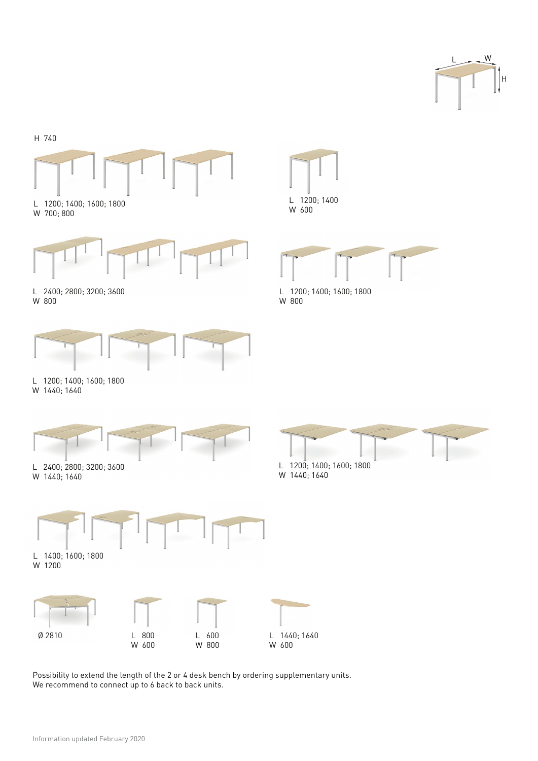L W H

H 740

L 1200; 1400; 1600; 1800
W 700; 800

L 1200; 1400
W 600

L 2400; 2800; 3200; 3600
W 800

L 1200; 1400; 1600; 1800
W 800

L 1200; 1400; 1600; 1800
W 1440; 1640

L 2400; 2800; 3200; 3600
W 1440; 1640

L 1200; 1400; 1600; 1800
W 1440; 1640

L 1400; 1600; 1800
W 1200

Ø 2810

L 800
W 600

L 600
W 800

L 1440; 1640
W 600

Possibility to extend the length of the 2 or 4 desk bench by ordering supplementary units.
We recommend to connect up to 6 back to back units.

Information updated February 2020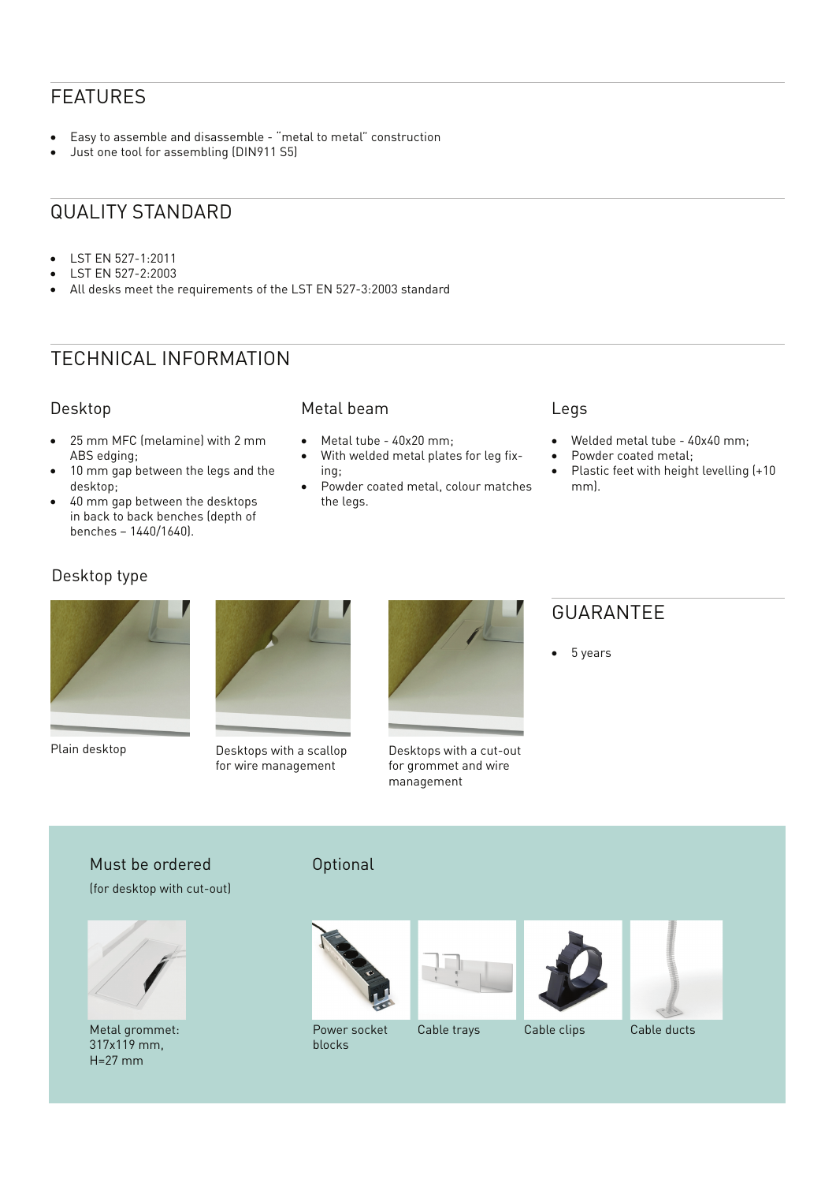## FEATURES

- Easy to assemble and disassemble - "metal to metal" construction
- Just one tool for assembling (DIN911 S5)

## QUALITY STANDARD

- LST EN 527-1:2011
- LST EN 527-2:2003
- All desks meet the requirements of the LST EN 527-3:2003 standard

## TECHNICAL INFORMATION

### Desktop

- 25 mm MFC (melamine) with 2 mm ABS edging;
- 10 mm gap between the legs and the desktop;
- 40 mm gap between the desktops in back to back benches (depth of benches – 1440/1640).

### Metal beam

- Metal tube - 40x20 mm;
- With welded metal plates for leg fixing;
- Powder coated metal, colour matches the legs.

### Legs

- Welded metal tube - 40x40 mm;
- Powder coated metal;
- Plastic feet with height levelling (+10 mm).

### Desktop type

Plain desktop

Desktops with a scallop for wire management

Desktops with a cut-out for grommet and wire management

## GUARANTEE

- 5 years

### Must be ordered

(for desktop with cut-out)

Metal grommet: 317x119 mm, H=27 mm

### Optional

Power socket blocks

Cable trays

Cable clips

Cable ducts